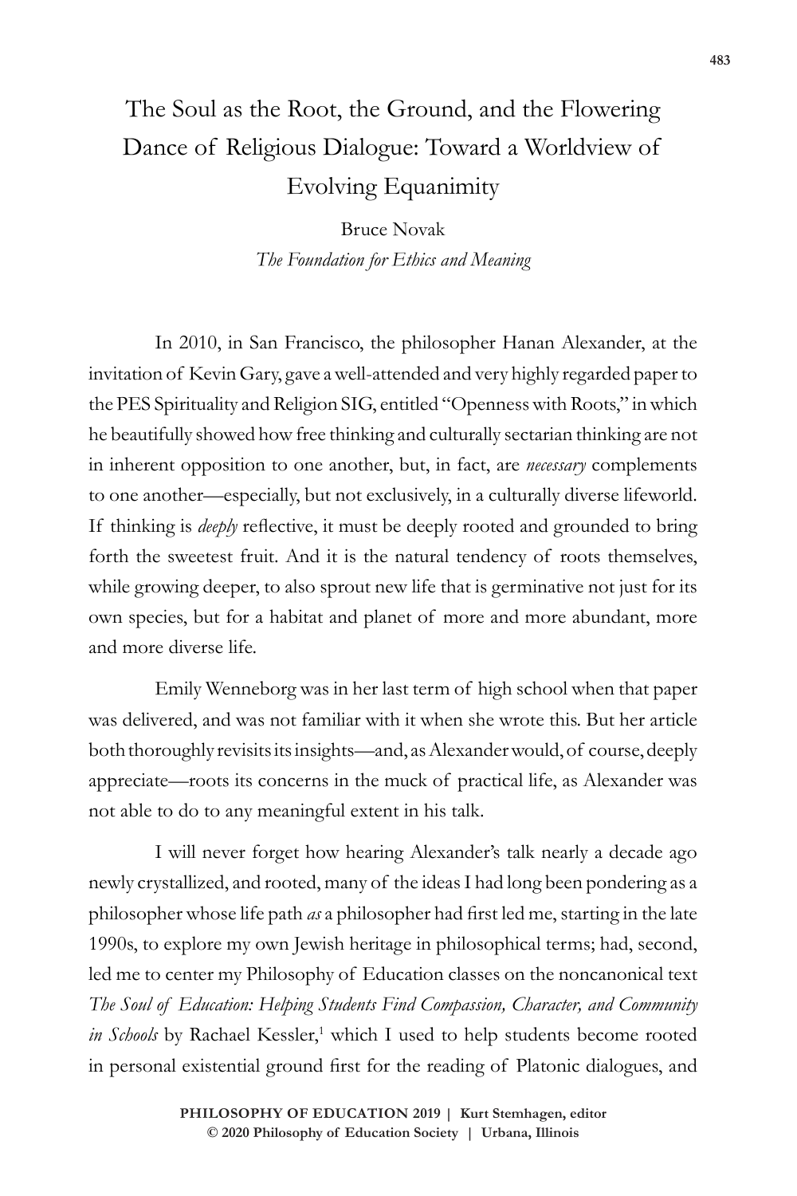# The Soul as the Root, the Ground, and the Flowering Dance of Religious Dialogue: Toward a Worldview of Evolving Equanimity

Bruce Novak

*The Foundation for Ethics and Meaning*

In 2010, in San Francisco, the philosopher Hanan Alexander, at the invitation of Kevin Gary, gave a well-attended and very highly regarded paper to the PES Spirituality and Religion SIG, entitled "Openness with Roots," in which he beautifully showed how free thinking and culturally sectarian thinking are not in inherent opposition to one another, but, in fact, are *necessary* complements to one another—especially, but not exclusively, in a culturally diverse lifeworld. If thinking is *deeply* reflective, it must be deeply rooted and grounded to bring forth the sweetest fruit. And it is the natural tendency of roots themselves, while growing deeper, to also sprout new life that is germinative not just for its own species, but for a habitat and planet of more and more abundant, more and more diverse life.

Emily Wenneborg was in her last term of high school when that paper was delivered, and was not familiar with it when she wrote this. But her article both thoroughly revisits its insights—and, as Alexander would, of course, deeply appreciate—roots its concerns in the muck of practical life, as Alexander was not able to do to any meaningful extent in his talk.

I will never forget how hearing Alexander's talk nearly a decade ago newly crystallized, and rooted, many of the ideas I had long been pondering as a philosopher whose life path *as* a philosopher had first led me, starting in the late 1990s, to explore my own Jewish heritage in philosophical terms; had, second, led me to center my Philosophy of Education classes on the noncanonical text *The Soul of Education: Helping Students Find Compassion, Character, and Community in Schools* by Rachael Kessler,[1] which I used to help students become rooted in personal existential ground first for the reading of Platonic dialogues, and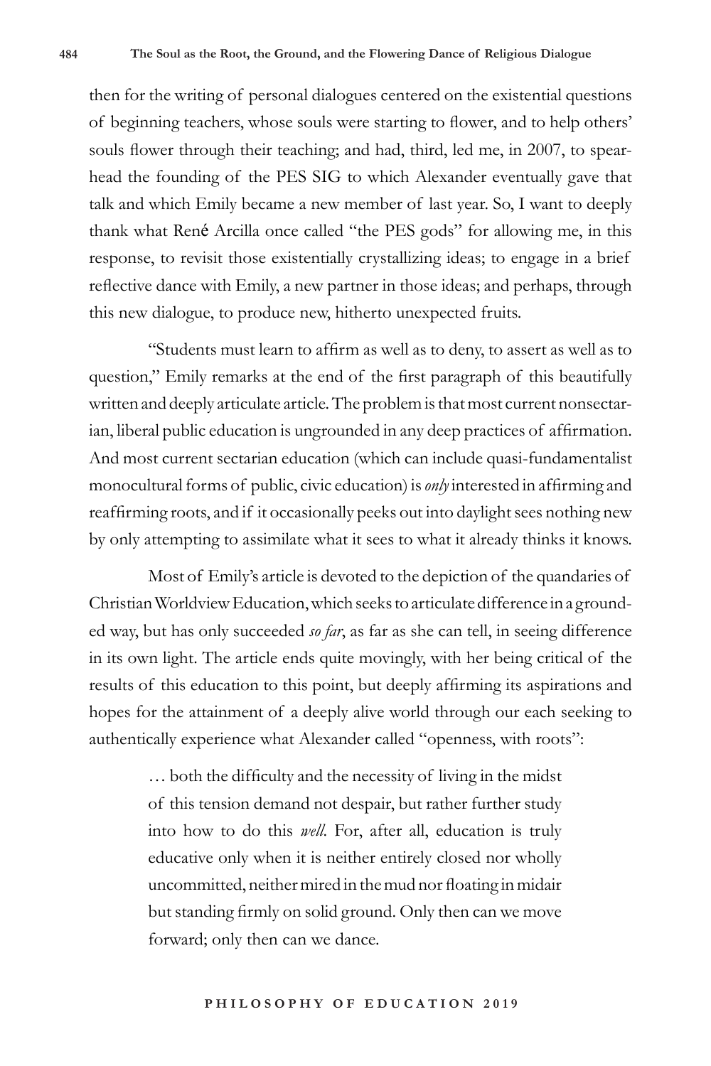then for the writing of personal dialogues centered on the existential questions of beginning teachers, whose souls were starting to flower, and to help others' souls flower through their teaching; and had, third, led me, in 2007, to spearhead the founding of the PES SIG to which Alexander eventually gave that talk and which Emily became a new member of last year. So, I want to deeply thank what René Arcilla once called "the PES gods" for allowing me, in this response, to revisit those existentially crystallizing ideas; to engage in a brief reflective dance with Emily, a new partner in those ideas; and perhaps, through this new dialogue, to produce new, hitherto unexpected fruits.

"Students must learn to affirm as well as to deny, to assert as well as to question," Emily remarks at the end of the first paragraph of this beautifully written and deeply articulate article. The problem is that most current nonsectarian, liberal public education is ungrounded in any deep practices of affirmation. And most current sectarian education (which can include quasi-fundamentalist monocultural forms of public, civic education) is *only* interested in affirming and reaffirming roots, and if it occasionally peeks out into daylight sees nothing new by only attempting to assimilate what it sees to what it already thinks it knows.

Most of Emily's article is devoted to the depiction of the quandaries of Christian Worldview Education, which seeks to articulate difference in a grounded way, but has only succeeded *so far*, as far as she can tell, in seeing difference in its own light. The article ends quite movingly, with her being critical of the results of this education to this point, but deeply affirming its aspirations and hopes for the attainment of a deeply alive world through our each seeking to authentically experience what Alexander called "openness, with roots":

> … both the difficulty and the necessity of living in the midst of this tension demand not despair, but rather further study into how to do this *well*. For, after all, education is truly educative only when it is neither entirely closed nor wholly uncommitted, neither mired in the mud nor floating in midair but standing firmly on solid ground. Only then can we move forward; only then can we dance.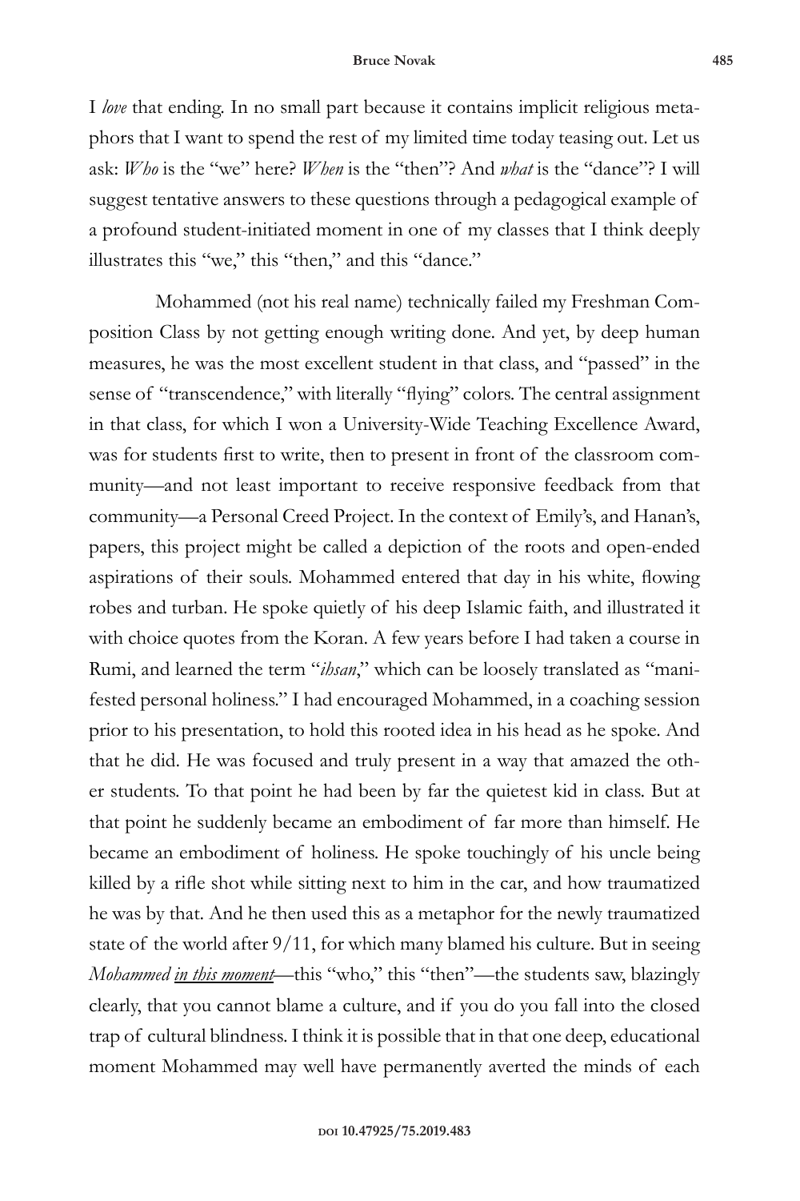I *love* that ending. In no small part because it contains implicit religious metaphors that I want to spend the rest of my limited time today teasing out. Let us ask: *Who* is the "we" here? *When* is the "then"? And *what* is the "dance"? I will suggest tentative answers to these questions through a pedagogical example of a profound student-initiated moment in one of my classes that I think deeply illustrates this "we," this "then," and this "dance."

Mohammed (not his real name) technically failed my Freshman Composition Class by not getting enough writing done. And yet, by deep human measures, he was the most excellent student in that class, and "passed" in the sense of "transcendence," with literally "flying" colors. The central assignment in that class, for which I won a University-Wide Teaching Excellence Award, was for students first to write, then to present in front of the classroom community—and not least important to receive responsive feedback from that community—a Personal Creed Project. In the context of Emily's, and Hanan's, papers, this project might be called a depiction of the roots and open-ended aspirations of their souls. Mohammed entered that day in his white, flowing robes and turban. He spoke quietly of his deep Islamic faith, and illustrated it with choice quotes from the Koran. A few years before I had taken a course in Rumi, and learned the term "*ihsan*," which can be loosely translated as "manifested personal holiness." I had encouraged Mohammed, in a coaching session prior to his presentation, to hold this rooted idea in his head as he spoke. And that he did. He was focused and truly present in a way that amazed the other students. To that point he had been by far the quietest kid in class. But at that point he suddenly became an embodiment of far more than himself. He became an embodiment of holiness. He spoke touchingly of his uncle being killed by a rifle shot while sitting next to him in the car, and how traumatized he was by that. And he then used this as a metaphor for the newly traumatized state of the world after 9/11, for which many blamed his culture. But in seeing *Mohammed <u>in this moment</u>*—this "who," this "then"—the students saw, blazingly clearly, that you cannot blame a culture, and if you do you fall into the closed trap of cultural blindness. I think it is possible that in that one deep, educational moment Mohammed may well have permanently averted the minds of each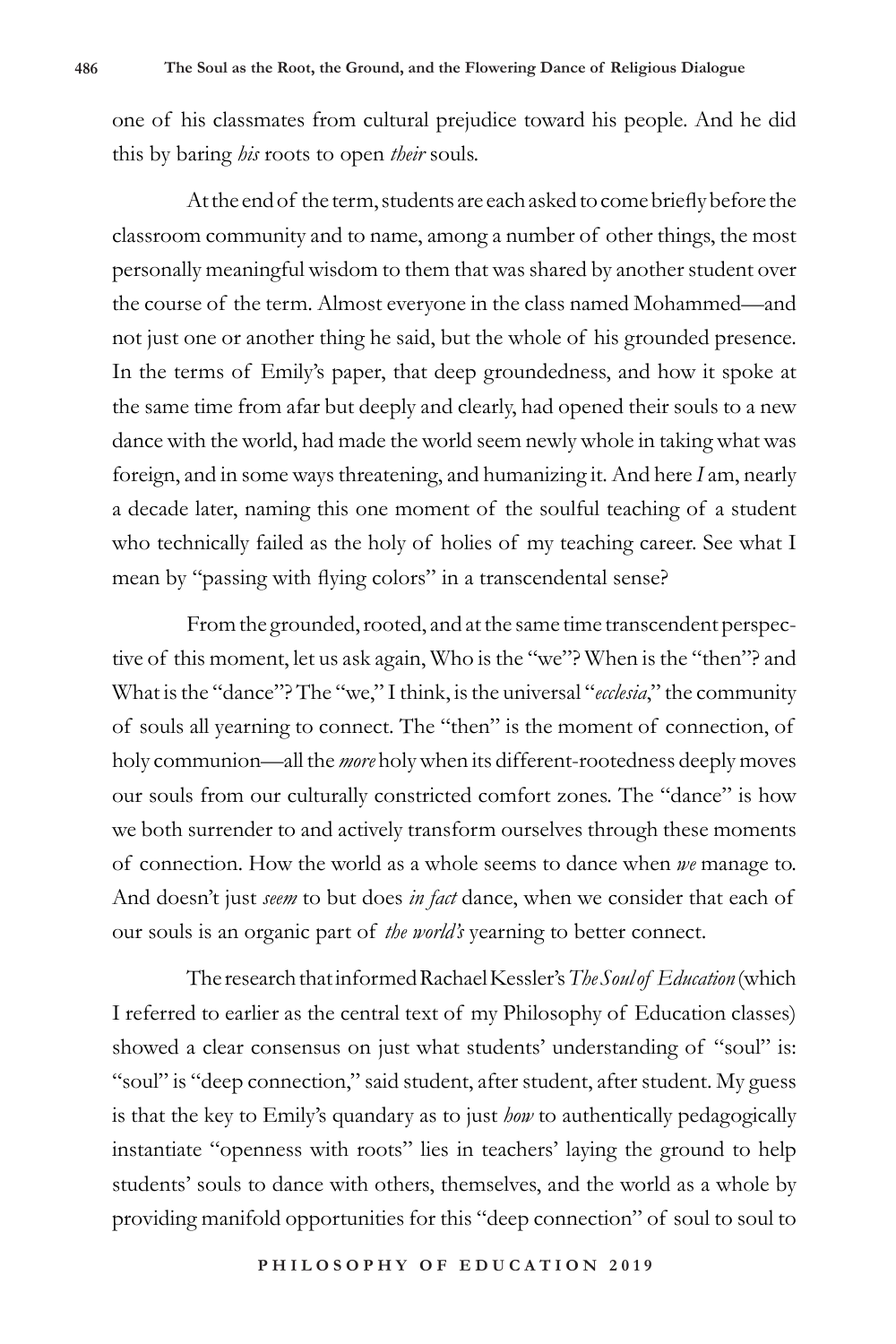one of his classmates from cultural prejudice toward his people. And he did this by baring *his* roots to open *their* souls.

At the end of the term, students are each asked to come briefly before the classroom community and to name, among a number of other things, the most personally meaningful wisdom to them that was shared by another student over the course of the term. Almost everyone in the class named Mohammed—and not just one or another thing he said, but the whole of his grounded presence. In the terms of Emily's paper, that deep groundedness, and how it spoke at the same time from afar but deeply and clearly, had opened their souls to a new dance with the world, had made the world seem newly whole in taking what was foreign, and in some ways threatening, and humanizing it. And here *I* am, nearly a decade later, naming this one moment of the soulful teaching of a student who technically failed as the holy of holies of my teaching career. See what I mean by "passing with flying colors" in a transcendental sense?

From the grounded, rooted, and at the same time transcendent perspective of this moment, let us ask again, Who is the "we"? When is the "then"? and What is the "dance"? The "we," I think, is the universal "*ecclesia*," the community of souls all yearning to connect. The "then" is the moment of connection, of holy communion—all the *more* holy when its different-rootedness deeply moves our souls from our culturally constricted comfort zones. The "dance" is how we both surrender to and actively transform ourselves through these moments of connection. How the world as a whole seems to dance when *we* manage to. And doesn't just *seem* to but does *in fact* dance, when we consider that each of our souls is an organic part of *the world's* yearning to better connect.

The research that informed Rachael Kessler's *The Soul of Education* (which I referred to earlier as the central text of my Philosophy of Education classes) showed a clear consensus on just what students' understanding of "soul" is: "soul" is "deep connection," said student, after student, after student. My guess is that the key to Emily's quandary as to just *how* to authentically pedagogically instantiate "openness with roots" lies in teachers' laying the ground to help students' souls to dance with others, themselves, and the world as a whole by providing manifold opportunities for this "deep connection" of soul to soul to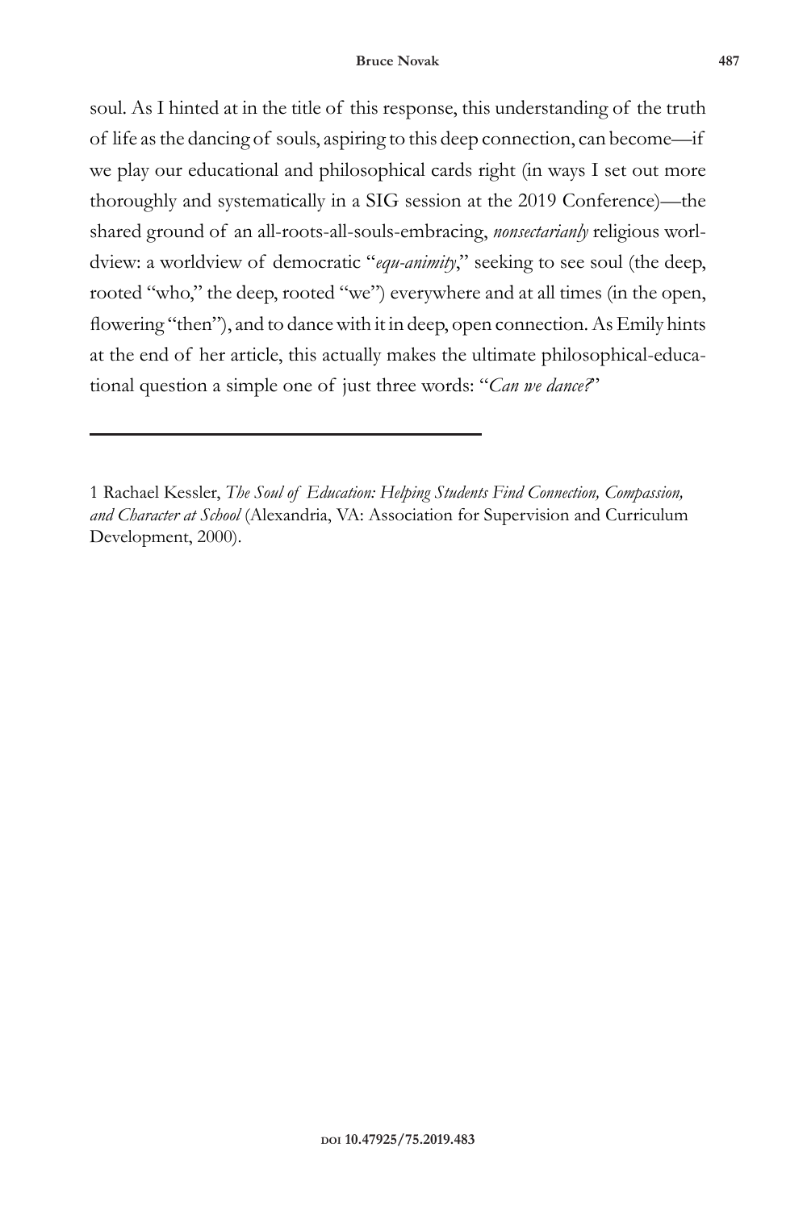soul. As I hinted at in the title of this response, this understanding of the truth of life as the dancing of souls, aspiring to this deep connection, can become—if we play our educational and philosophical cards right (in ways I set out more thoroughly and systematically in a SIG session at the 2019 Conference)—the shared ground of an all-roots-all-souls-embracing, *nonsectarianly* religious worldview: a worldview of democratic "*equ-animity*," seeking to see soul (the deep, rooted "who," the deep, rooted "we") everywhere and at all times (in the open, flowering "then"), and to dance with it in deep, open connection. As Emily hints at the end of her article, this actually makes the ultimate philosophical-educational question a simple one of just three words: "*Can we dance?*"

---

1 Rachael Kessler, *The Soul of Education: Helping Students Find Connection, Compassion, and Character at School* (Alexandria, VA: Association for Supervision and Curriculum Development, 2000).